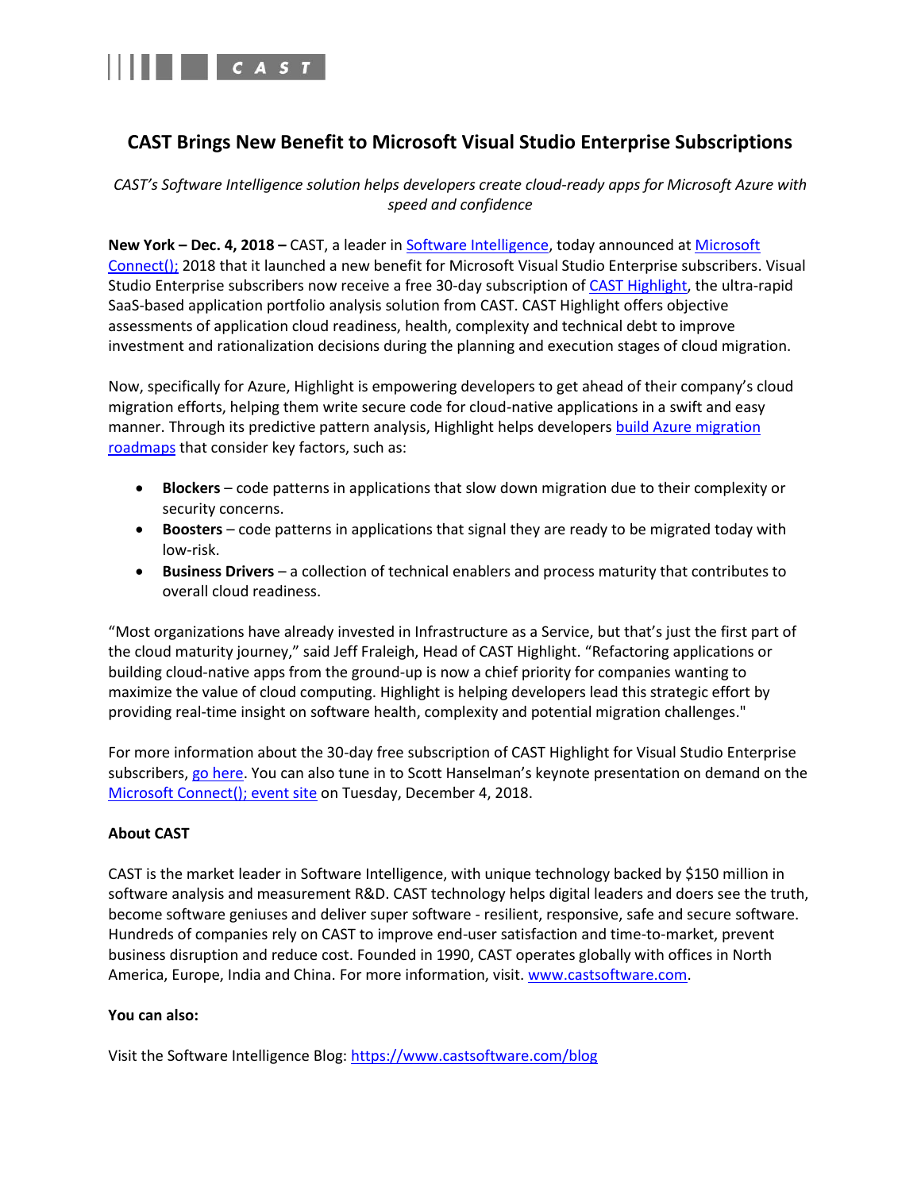# CAST Brings New Benefit to Microsoft Visual Studio Enterprise Subscriptions

*CAST's Software Intelligence solution helps developers create cloud-ready apps for Microsoft Azure with speed and confidence*

**New York – Dec. 4, 2018 –** CAST, a leader in Software Intelligence, today announced at Microsoft Connect(); 2018 that it launched a new benefit for Microsoft Visual Studio Enterprise subscribers. Visual Studio Enterprise subscribers now receive a free 30-day subscription of CAST Highlight, the ultra-rapid SaaS-based application portfolio analysis solution from CAST. CAST Highlight offers objective assessments of application cloud readiness, health, complexity and technical debt to improve investment and rationalization decisions during the planning and execution stages of cloud migration.

Now, specifically for Azure, Highlight is empowering developers to get ahead of their company's cloud migration efforts, helping them write secure code for cloud-native applications in a swift and easy manner. Through its predictive pattern analysis, Highlight helps developers build Azure migration roadmaps that consider key factors, such as:

- **Blockers** – code patterns in applications that slow down migration due to their complexity or security concerns.
- **Boosters** – code patterns in applications that signal they are ready to be migrated today with low-risk.
- **Business Drivers** – a collection of technical enablers and process maturity that contributes to overall cloud readiness.

"Most organizations have already invested in Infrastructure as a Service, but that's just the first part of the cloud maturity journey," said Jeff Fraleigh, Head of CAST Highlight. "Refactoring applications or building cloud-native apps from the ground-up is now a chief priority for companies wanting to maximize the value of cloud computing. Highlight is helping developers lead this strategic effort by providing real-time insight on software health, complexity and potential migration challenges."

For more information about the 30-day free subscription of CAST Highlight for Visual Studio Enterprise subscribers, go here. You can also tune in to Scott Hanselman's keynote presentation on demand on the Microsoft Connect(); event site on Tuesday, December 4, 2018.

**About CAST**

CAST is the market leader in Software Intelligence, with unique technology backed by $150 million in software analysis and measurement R&D. CAST technology helps digital leaders and doers see the truth, become software geniuses and deliver super software - resilient, responsive, safe and secure software. Hundreds of companies rely on CAST to improve end-user satisfaction and time-to-market, prevent business disruption and reduce cost. Founded in 1990, CAST operates globally with offices in North America, Europe, India and China. For more information, visit. www.castsoftware.com.

**You can also:**

Visit the Software Intelligence Blog: https://www.castsoftware.com/blog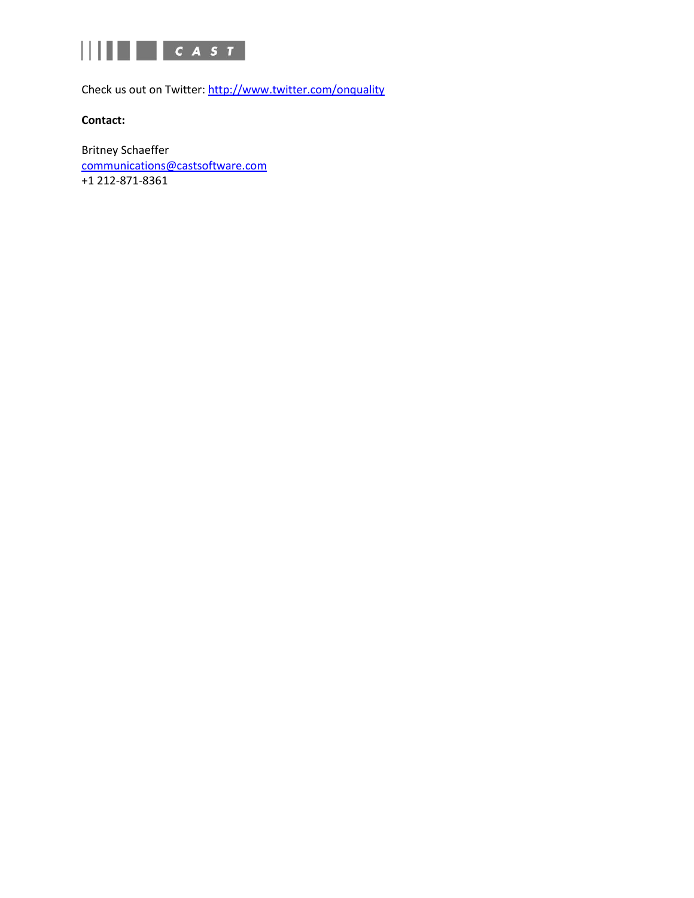Check us out on Twitter: http://www.twitter.com/onquality

**Contact:**

Britney Schaeffer
communications@castsoftware.com
+1 212-871-8361